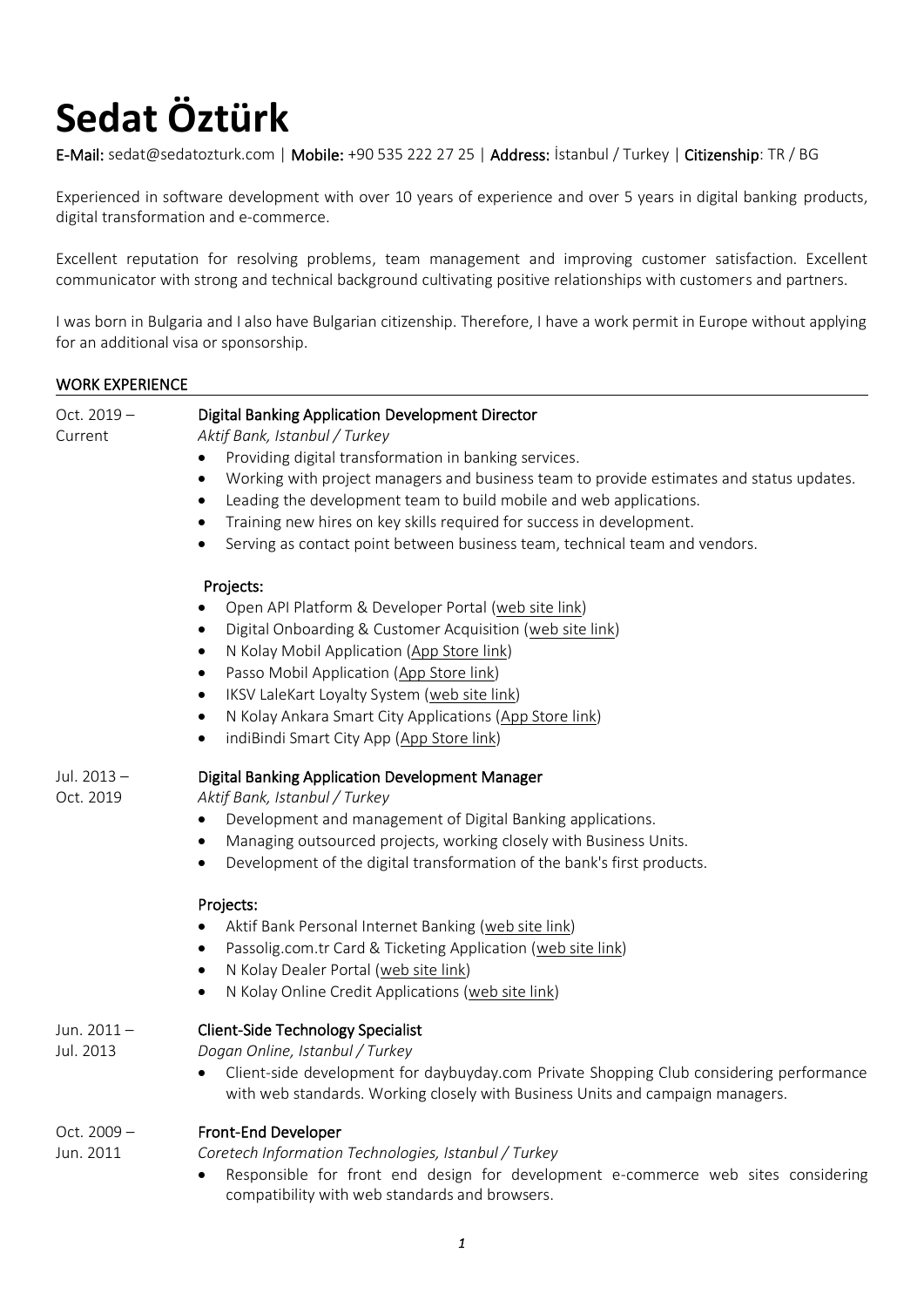# Sedat Öztürk

**E-Mail:** sedat@sedatozturk.com | **Mobile:** +90 535 222 27 25 | **Address:** İstanbul / Turkey | **Citizenship**: TR / BG

Experienced in software development with over 10 years of experience and over 5 years in digital banking products, digital transformation and e-commerce.

Excellent reputation for resolving problems, team management and improving customer satisfaction. Excellent communicator with strong and technical background cultivating positive relationships with customers and partners.

I was born in Bulgaria and I also have Bulgarian citizenship. Therefore, I have a work permit in Europe without applying for an additional visa or sponsorship.

## WORK EXPERIENCE

**Oct. 2019 – Current**

### Digital Banking Application Development Director

*Aktif Bank, Istanbul / Turkey*

- Providing digital transformation in banking services.
- Working with project managers and business team to provide estimates and status updates.
- Leading the development team to build mobile and web applications.
- Training new hires on key skills required for success in development.
- Serving as contact point between business team, technical team and vendors.

**Projects:**

- Open API Platform & Developer Portal (web site link)
- Digital Onboarding & Customer Acquisition (web site link)
- N Kolay Mobil Application (App Store link)
- Passo Mobil Application (App Store link)
- IKSV LaleKart Loyalty System (web site link)
- N Kolay Ankara Smart City Applications (App Store link)
- indiBindi Smart City App (App Store link)

**Jul. 2013 – Oct. 2019**

### Digital Banking Application Development Manager

*Aktif Bank, Istanbul / Turkey*

- Development and management of Digital Banking applications.
- Managing outsourced projects, working closely with Business Units.
- Development of the digital transformation of the bank's first products.

**Projects:**

- Aktif Bank Personal Internet Banking (web site link)
- Passolig.com.tr Card & Ticketing Application (web site link)
- N Kolay Dealer Portal (web site link)
- N Kolay Online Credit Applications (web site link)

**Jun. 2011 – Jul. 2013**

### Client-Side Technology Specialist

*Dogan Online, Istanbul / Turkey*

- Client-side development for daybuyday.com Private Shopping Club considering performance with web standards. Working closely with Business Units and campaign managers.

**Oct. 2009 – Jun. 2011**

### Front-End Developer

*Coretech Information Technologies, Istanbul / Turkey*

- Responsible for front end design for development e-commerce web sites considering compatibility with web standards and browsers.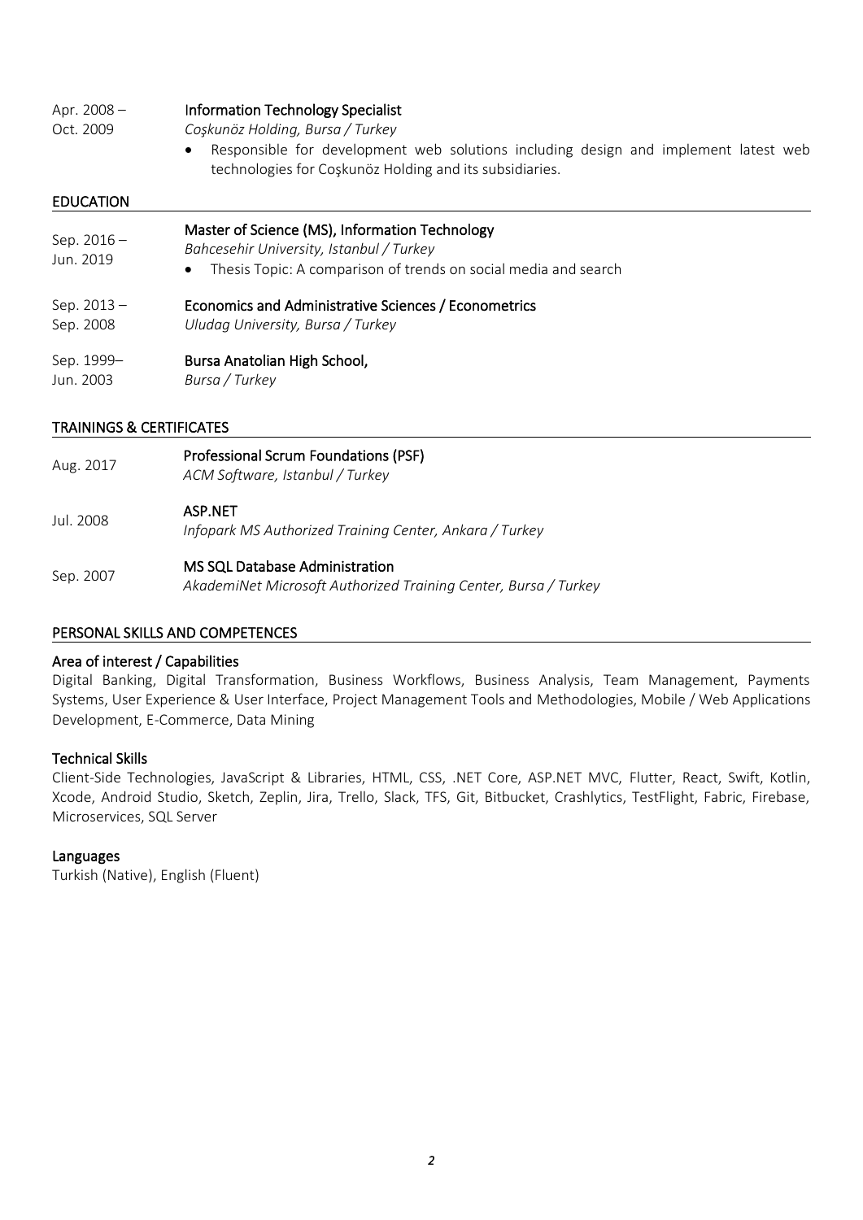Apr. 2008 – Oct. 2009 **Information Technology Specialist**
*Coşkunöz Holding, Bursa / Turkey*

- Responsible for development web solutions including design and implement latest web technologies for Coşkunöz Holding and its subsidiaries.

## EDUCATION

Sep. 2016 – Jun. 2019 **Master of Science (MS), Information Technology**
*Bahcesehir University, Istanbul / Turkey*

- Thesis Topic: A comparison of trends on social media and search

Sep. 2013 – Sep. 2008 **Economics and Administrative Sciences / Econometrics**
*Uludag University, Bursa / Turkey*

Sep. 1999– Jun. 2003 **Bursa Anatolian High School,**
*Bursa / Turkey*

## TRAININGS & CERTIFICATES

Aug. 2017 **Professional Scrum Foundations (PSF)**
*ACM Software, Istanbul / Turkey*

Jul. 2008 **ASP.NET**
*Infopark MS Authorized Training Center, Ankara / Turkey*

Sep. 2007 **MS SQL Database Administration**
*AkademiNet Microsoft Authorized Training Center, Bursa / Turkey*

## PERSONAL SKILLS AND COMPETENCES

### Area of interest / Capabilities

Digital Banking, Digital Transformation, Business Workflows, Business Analysis, Team Management, Payments Systems, User Experience & User Interface, Project Management Tools and Methodologies, Mobile / Web Applications Development, E-Commerce, Data Mining

### Technical Skills

Client-Side Technologies, JavaScript & Libraries, HTML, CSS, .NET Core, ASP.NET MVC, Flutter, React, Swift, Kotlin, Xcode, Android Studio, Sketch, Zeplin, Jira, Trello, Slack, TFS, Git, Bitbucket, Crashlytics, TestFlight, Fabric, Firebase, Microservices, SQL Server

### Languages

Turkish (Native), English (Fluent)